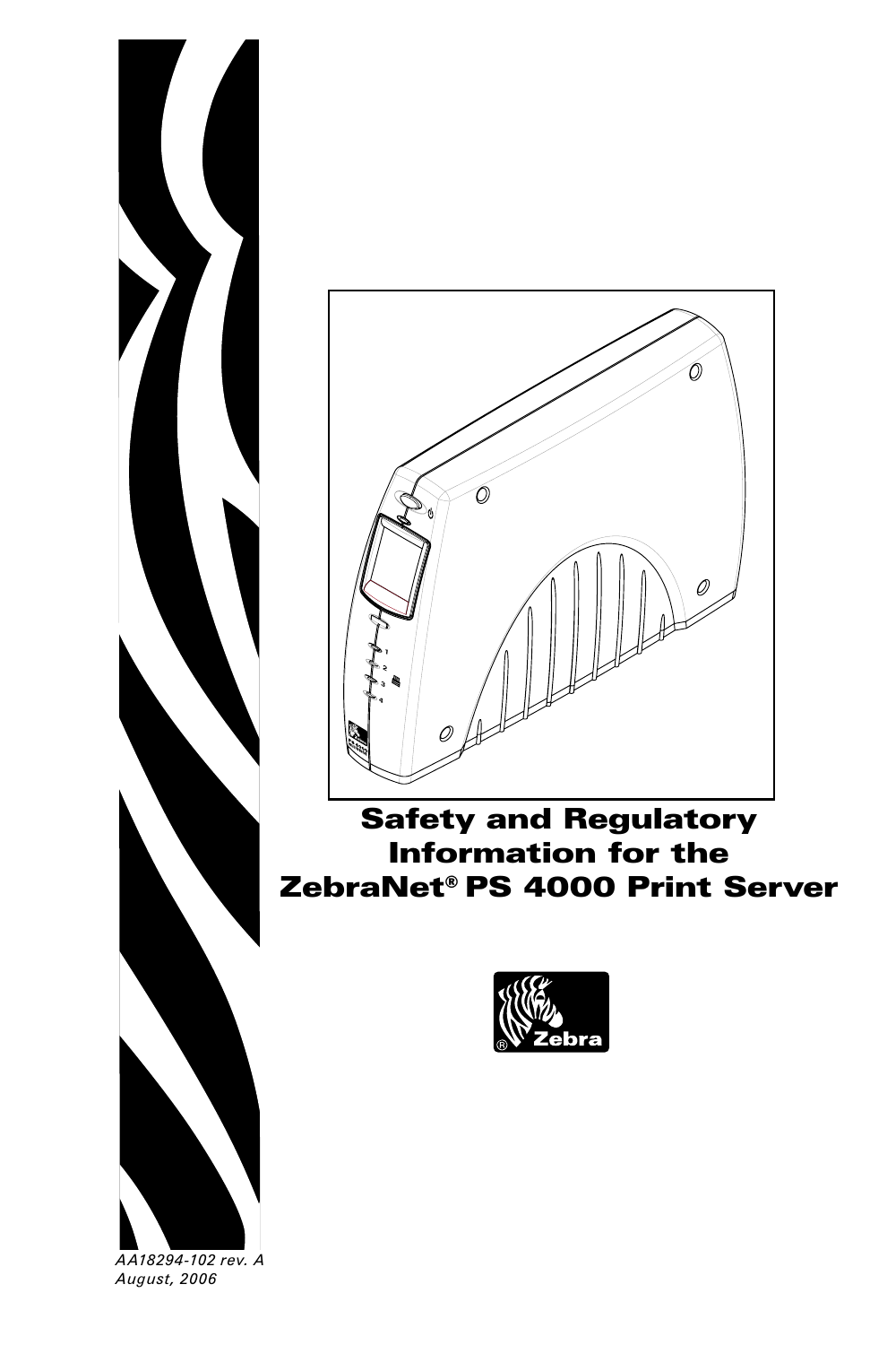# Safety and Regulatory Information for the ZebraNet® PS 4000 Print Server

*AA18294-102 rev. A*
*August, 2006*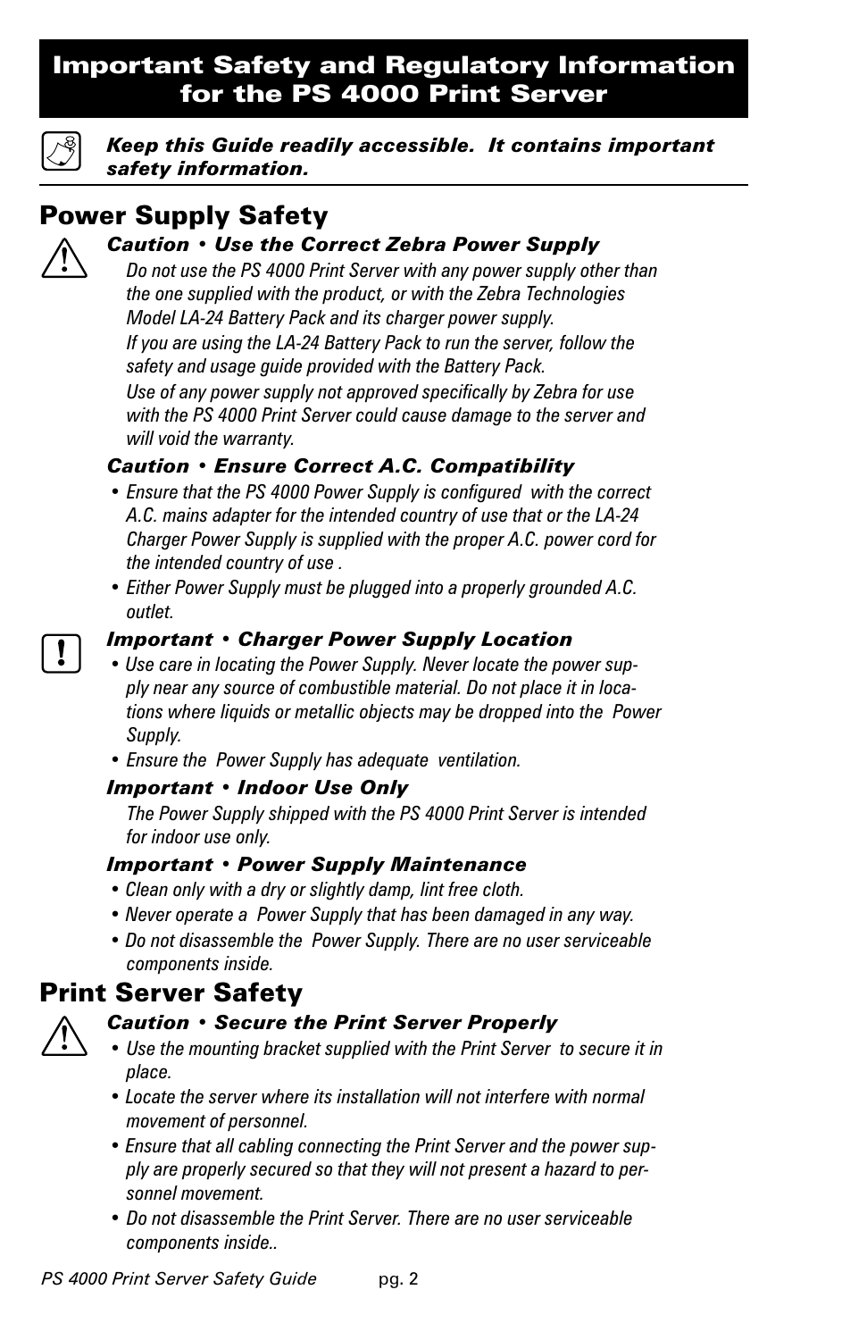# Important Safety and Regulatory Information for the PS 4000 Print Server

***Keep this Guide readily accessible. It contains important safety information.***

## Power Supply Safety

***Caution • Use the Correct Zebra Power Supply***

*Do not use the PS 4000 Print Server with any power supply other than the one supplied with the product, or with the Zebra Technologies Model LA-24 Battery Pack and its charger power supply.*

*If you are using the LA-24 Battery Pack to run the server, follow the safety and usage guide provided with the Battery Pack.*

*Use of any power supply not approved specifically by Zebra for use with the PS 4000 Print Server could cause damage to the server and will void the warranty.*

***Caution • Ensure Correct A.C. Compatibility***

- *Ensure that the PS 4000 Power Supply is configured with the correct A.C. mains adapter for the intended country of use that or the LA-24 Charger Power Supply is supplied with the proper A.C. power cord for the intended country of use .*
- *Either Power Supply must be plugged into a properly grounded A.C. outlet.*

***Important • Charger Power Supply Location***

- *Use care in locating the Power Supply. Never locate the power supply near any source of combustible material. Do not place it in locations where liquids or metallic objects may be dropped into the Power Supply.*
- *Ensure the Power Supply has adequate ventilation.*

***Important • Indoor Use Only***

*The Power Supply shipped with the PS 4000 Print Server is intended for indoor use only.*

***Important • Power Supply Maintenance***

- *Clean only with a dry or slightly damp, lint free cloth.*
- *Never operate a Power Supply that has been damaged in any way.*
- *Do not disassemble the Power Supply. There are no user serviceable components inside.*

## Print Server Safety

***Caution • Secure the Print Server Properly***

- *Use the mounting bracket supplied with the Print Server to secure it in place.*
- *Locate the server where its installation will not interfere with normal movement of personnel.*
- *Ensure that all cabling connecting the Print Server and the power supply are properly secured so that they will not present a hazard to personnel movement.*
- *Do not disassemble the Print Server. There are no user serviceable components inside..*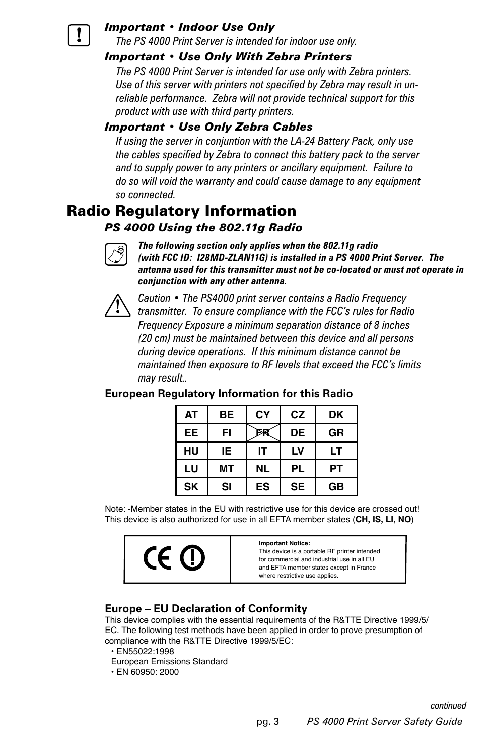***Important • Indoor Use Only***

*The PS 4000 Print Server is intended for indoor use only.*

***Important • Use Only With Zebra Printers***

*The PS 4000 Print Server is intended for use only with Zebra printers. Use of this server with printers not specified by Zebra may result in unreliable performance. Zebra will not provide technical support for this product with use with third party printers.*

***Important • Use Only Zebra Cables***

*If using the server in conjuntion with the LA-24 Battery Pack, only use the cables specified by Zebra to connect this battery pack to the server and to supply power to any printers or ancillary equipment. Failure to do so will void the warranty and could cause damage to any equipment so connected.*

# Radio Regulatory Information

***PS 4000 Using the 802.11g Radio***

***The following section only applies when the 802.11g radio (with FCC ID: I28MD-ZLAN11G) is installed in a PS 4000 Print Server. The antenna used for this transmitter must not be co-located or must not operate in conjunction with any other antenna.***

*Caution • The PS4000 print server contains a Radio Frequency transmitter. To ensure compliance with the FCC's rules for Radio Frequency Exposure a minimum separation distance of 8 inches (20 cm) must be maintained between this device and all persons during device operations. If this minimum distance cannot be maintained then exposure to RF levels that exceed the FCC's limits may result..*

**European Regulatory Information for this Radio**

| AT | BE | CY | CZ | DK |
|---|---|---|---|---|
| EE | FI | ~~FR~~ | DE | GR |
| HU | IE | IT | LV | LT |
| LU | MT | NL | PL | PT |
| SK | SI | ES | SE | GB |

Note: -Member states in the EU with restrictive use for this device are crossed out!
This device is also authorized for use in all EFTA member states (**CH, IS, LI, NO**)

| CE ⓘ | **Important Notice:** This device is a portable RF printer intended for commercial and industrial use in all EU and EFTA member states except in France where restrictive use applies. |
|---|---|

**Europe – EU Declaration of Conformity**

This device complies with the essential requirements of the R&TTE Directive 1999/5/EC. The following test methods have been applied in order to prove presumption of compliance with the R&TTE Directive 1999/5/EC:

- EN55022:1998
  European Emissions Standard
- EN 60950: 2000

*continued*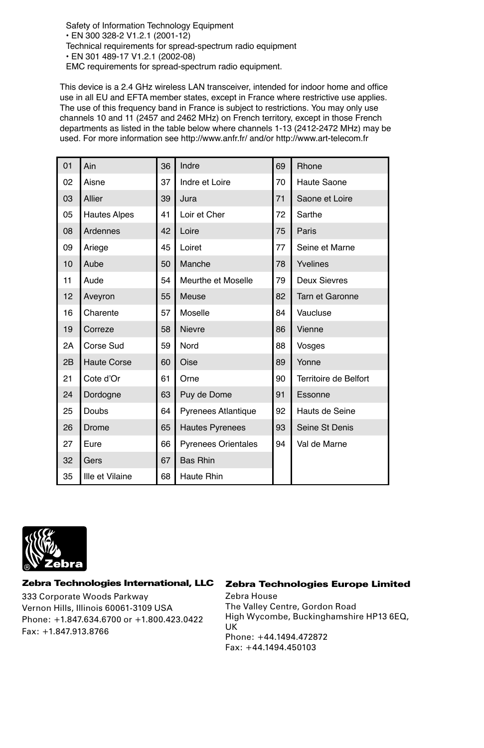Safety of Information Technology Equipment
- EN 300 328-2 V1.2.1 (2001-12)

Technical requirements for spread-spectrum radio equipment
- EN 301 489-17 V1.2.1 (2002-08)

EMC requirements for spread-spectrum radio equipment.

This device is a 2.4 GHz wireless LAN transceiver, intended for indoor home and office use in all EU and EFTA member states, except in France where restrictive use applies. The use of this frequency band in France is subject to restrictions. You may only use channels 10 and 11 (2457 and 2462 MHz) on French territory, except in those French departments as listed in the table below where channels 1-13 (2412-2472 MHz) may be used. For more information see http://www.anfr.fr/ and/or http://www.art-telecom.fr

| | | | | | |
|---|---|---|---|---|---|
| 01 | Ain | 36 | Indre | 69 | Rhone |
| 02 | Aisne | 37 | Indre et Loire | 70 | Haute Saone |
| 03 | Allier | 39 | Jura | 71 | Saone et Loire |
| 05 | Hautes Alpes | 41 | Loir et Cher | 72 | Sarthe |
| 08 | Ardennes | 42 | Loire | 75 | Paris |
| 09 | Ariege | 45 | Loiret | 77 | Seine et Marne |
| 10 | Aube | 50 | Manche | 78 | Yvelines |
| 11 | Aude | 54 | Meurthe et Moselle | 79 | Deux Sievres |
| 12 | Aveyron | 55 | Meuse | 82 | Tarn et Garonne |
| 16 | Charente | 57 | Moselle | 84 | Vaucluse |
| 19 | Correze | 58 | Nievre | 86 | Vienne |
| 2A | Corse Sud | 59 | Nord | 88 | Vosges |
| 2B | Haute Corse | 60 | Oise | 89 | Yonne |
| 21 | Cote d'Or | 61 | Orne | 90 | Territoire de Belfort |
| 24 | Dordogne | 63 | Puy de Dome | 91 | Essonne |
| 25 | Doubs | 64 | Pyrenees Atlantique | 92 | Hauts de Seine |
| 26 | Drome | 65 | Hautes Pyrenees | 93 | Seine St Denis |
| 27 | Eure | 66 | Pyrenees Orientales | 94 | Val de Marne |
| 32 | Gers | 67 | Bas Rhin | | |
| 35 | Ille et Vilaine | 68 | Haute Rhin | | |

**Zebra Technologies International, LLC**

333 Corporate Woods Parkway
Vernon Hills, Illinois 60061-3109 USA
Phone: +1.847.634.6700 or +1.800.423.0422
Fax: +1.847.913.8766

**Zebra Technologies Europe Limited**

Zebra House
The Valley Centre, Gordon Road
High Wycombe, Buckinghamshire HP13 6EQ, UK
Phone: +44.1494.472872
Fax: +44.1494.450103